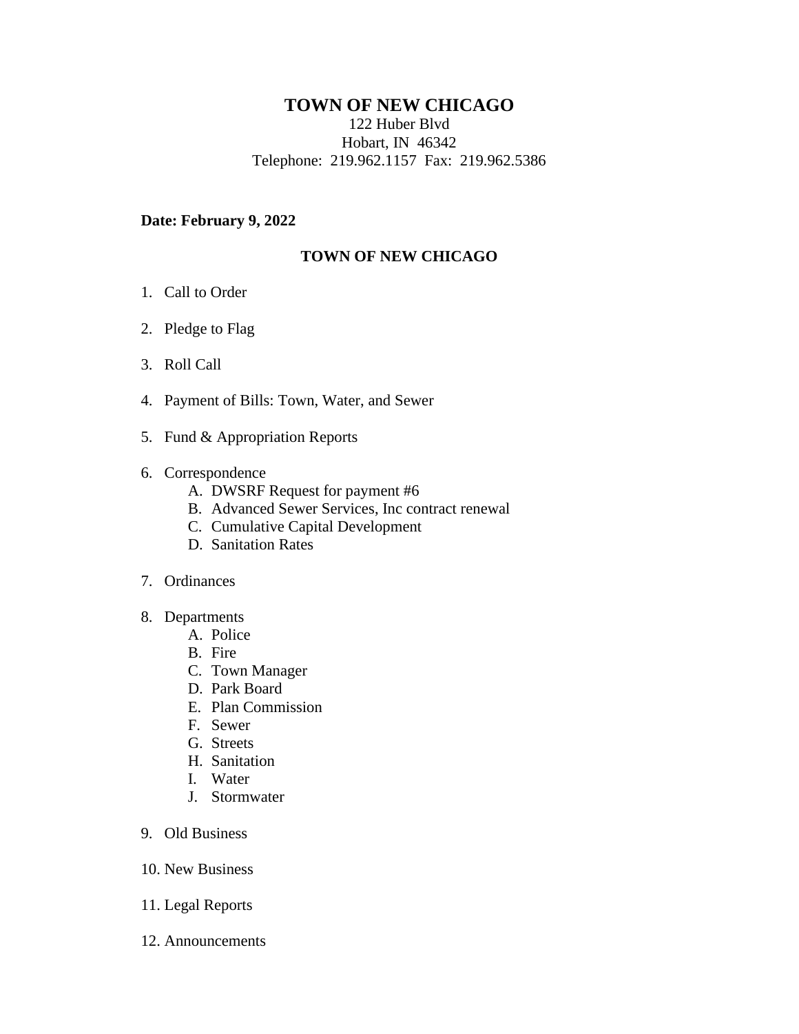# TOWN OF NEW CHICAGO

122 Huber Blvd
Hobart, IN 46342
Telephone: 219.962.1157 Fax: 219.962.5386

**Date: February 9, 2022**

## TOWN OF NEW CHICAGO

1. Call to Order
2. Pledge to Flag
3. Roll Call
4. Payment of Bills: Town, Water, and Sewer
5. Fund & Appropriation Reports
6. Correspondence
   A. DWSRF Request for payment #6
   B. Advanced Sewer Services, Inc contract renewal
   C. Cumulative Capital Development
   D. Sanitation Rates
7. Ordinances
8. Departments
   A. Police
   B. Fire
   C. Town Manager
   D. Park Board
   E. Plan Commission
   F. Sewer
   G. Streets
   H. Sanitation
   I. Water
   J. Stormwater
9. Old Business
10. New Business
11. Legal Reports
12. Announcements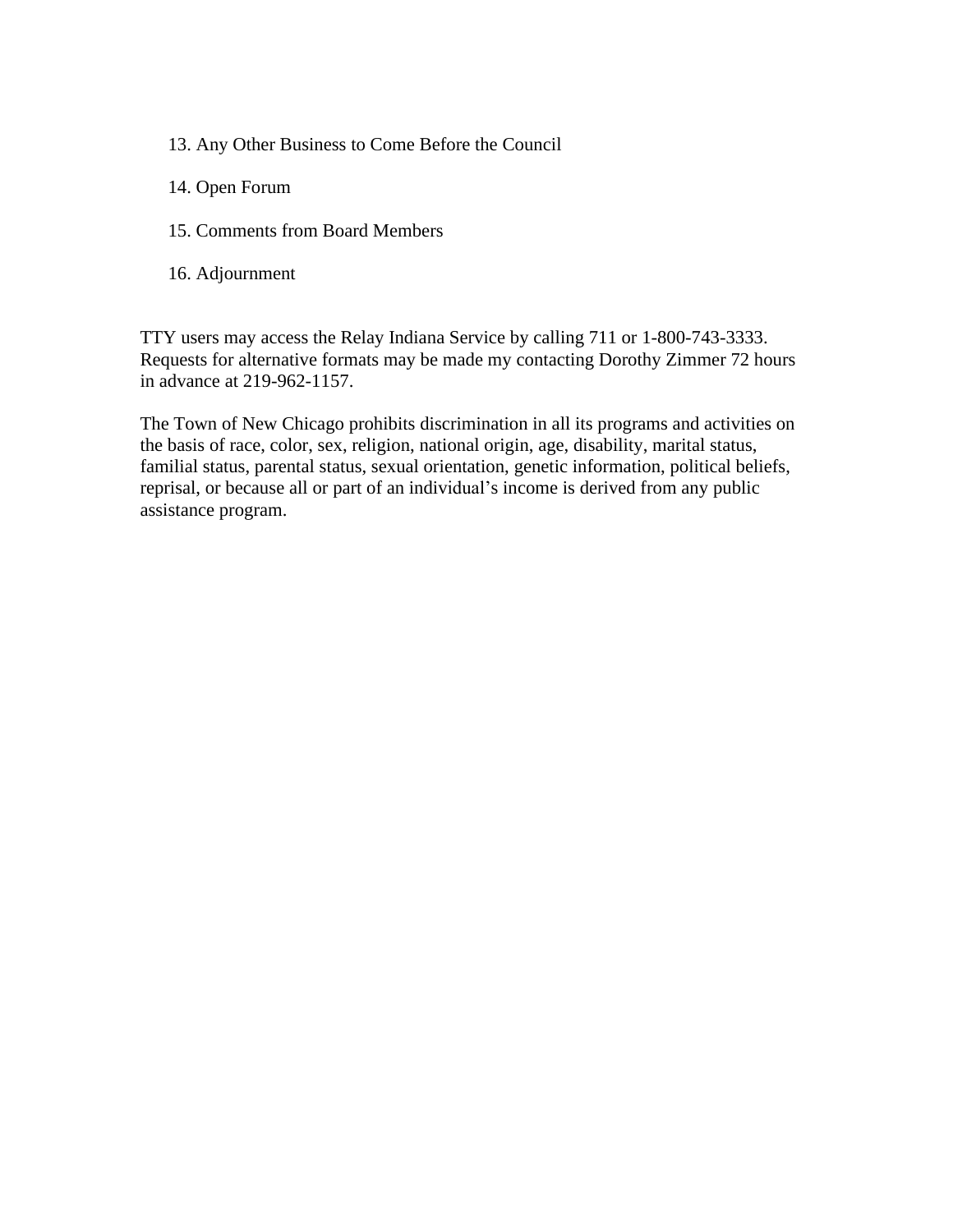13. Any Other Business to Come Before the Council

14. Open Forum

15. Comments from Board Members

16. Adjournment

TTY users may access the Relay Indiana Service by calling 711 or 1-800-743-3333. Requests for alternative formats may be made my contacting Dorothy Zimmer 72 hours in advance at 219-962-1157.

The Town of New Chicago prohibits discrimination in all its programs and activities on the basis of race, color, sex, religion, national origin, age, disability, marital status, familial status, parental status, sexual orientation, genetic information, political beliefs, reprisal, or because all or part of an individual's income is derived from any public assistance program.